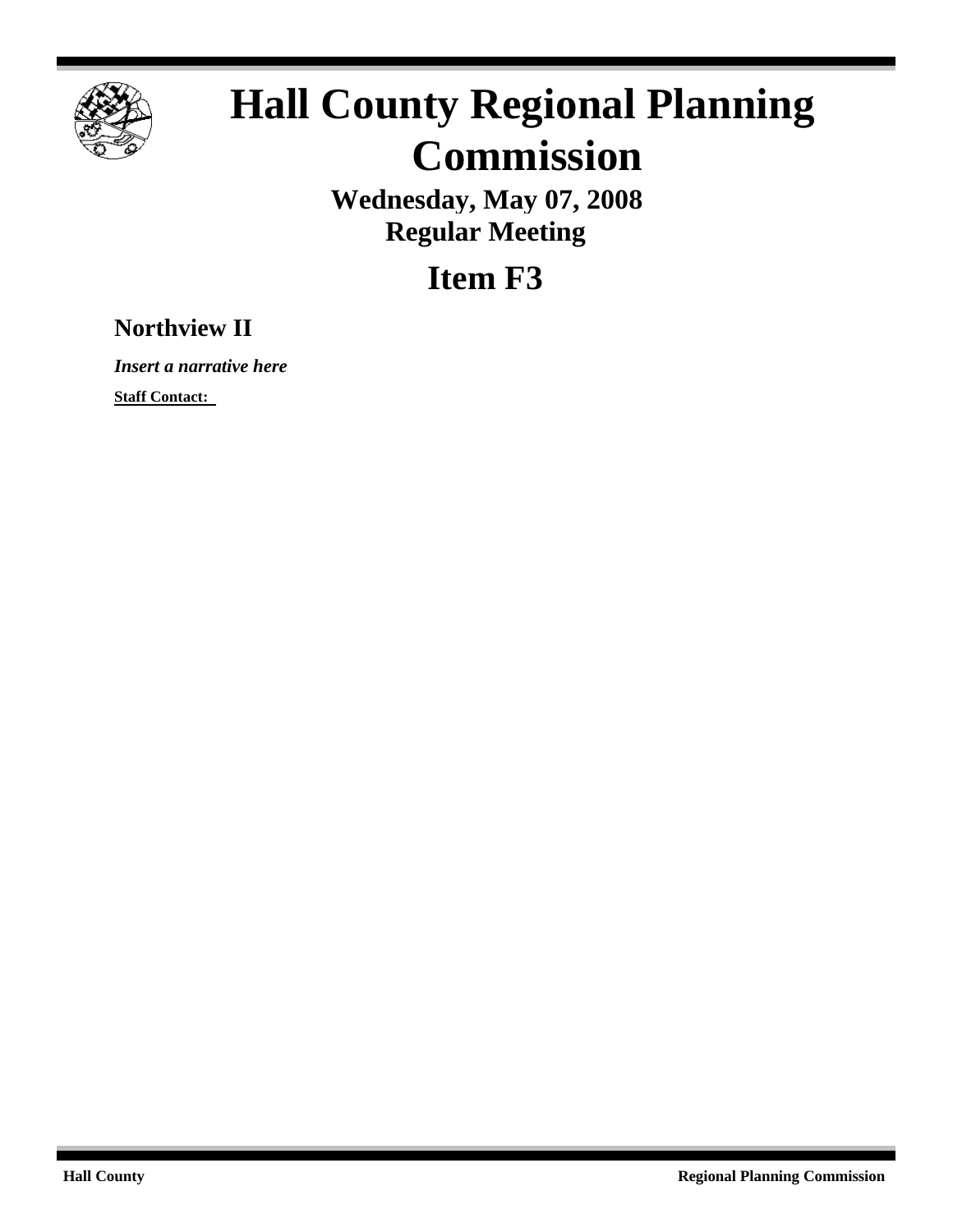# Hall County Regional Planning Commission

**Wednesday, May 07, 2008**
**Regular Meeting**

## Item F3

### Northview II

***Insert a narrative here***

**Staff Contact:**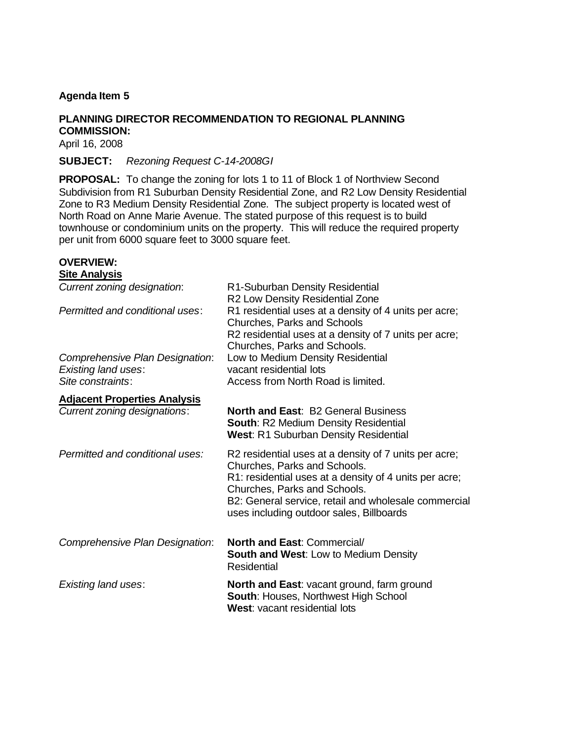**Agenda Item 5**

**PLANNING DIRECTOR RECOMMENDATION TO REGIONAL PLANNING COMMISSION:**

April 16, 2008

**SUBJECT:** *Rezoning Request C-14-2008GI*

**PROPOSAL:** To change the zoning for lots 1 to 11 of Block 1 of Northview Second Subdivision from R1 Suburban Density Residential Zone, and R2 Low Density Residential Zone to R3 Medium Density Residential Zone. The subject property is located west of North Road on Anne Marie Avenue. The stated purpose of this request is to build townhouse or condominium units on the property. This will reduce the required property per unit from 6000 square feet to 3000 square feet.

**OVERVIEW:**

**Site Analysis**

| | |
|---|---|
| *Current zoning designation*: | R1-Suburban Density Residential<br>R2 Low Density Residential Zone |
| *Permitted and conditional uses*: | R1 residential uses at a density of 4 units per acre; Churches, Parks and Schools<br>R2 residential uses at a density of 7 units per acre; Churches, Parks and Schools. |
| *Comprehensive Plan Designation*: | Low to Medium Density Residential |
| *Existing land uses*: | vacant residential lots |
| *Site constraints*: | Access from North Road is limited. |

**Adjacent Properties Analysis**

| | |
|---|---|
| *Current zoning designations*: | **North and East**: B2 General Business<br>**South**: R2 Medium Density Residential<br>**West**: R1 Suburban Density Residential |
| *Permitted and conditional uses:* | R2 residential uses at a density of 7 units per acre; Churches, Parks and Schools.<br>R1: residential uses at a density of 4 units per acre; Churches, Parks and Schools.<br>B2: General service, retail and wholesale commercial uses including outdoor sales, Billboards |
| *Comprehensive Plan Designation*: | **North and East**: Commercial/<br>**South and West**: Low to Medium Density Residential |
| *Existing land uses*: | **North and East**: vacant ground, farm ground<br>**South**: Houses, Northwest High School<br>**West**: vacant residential lots |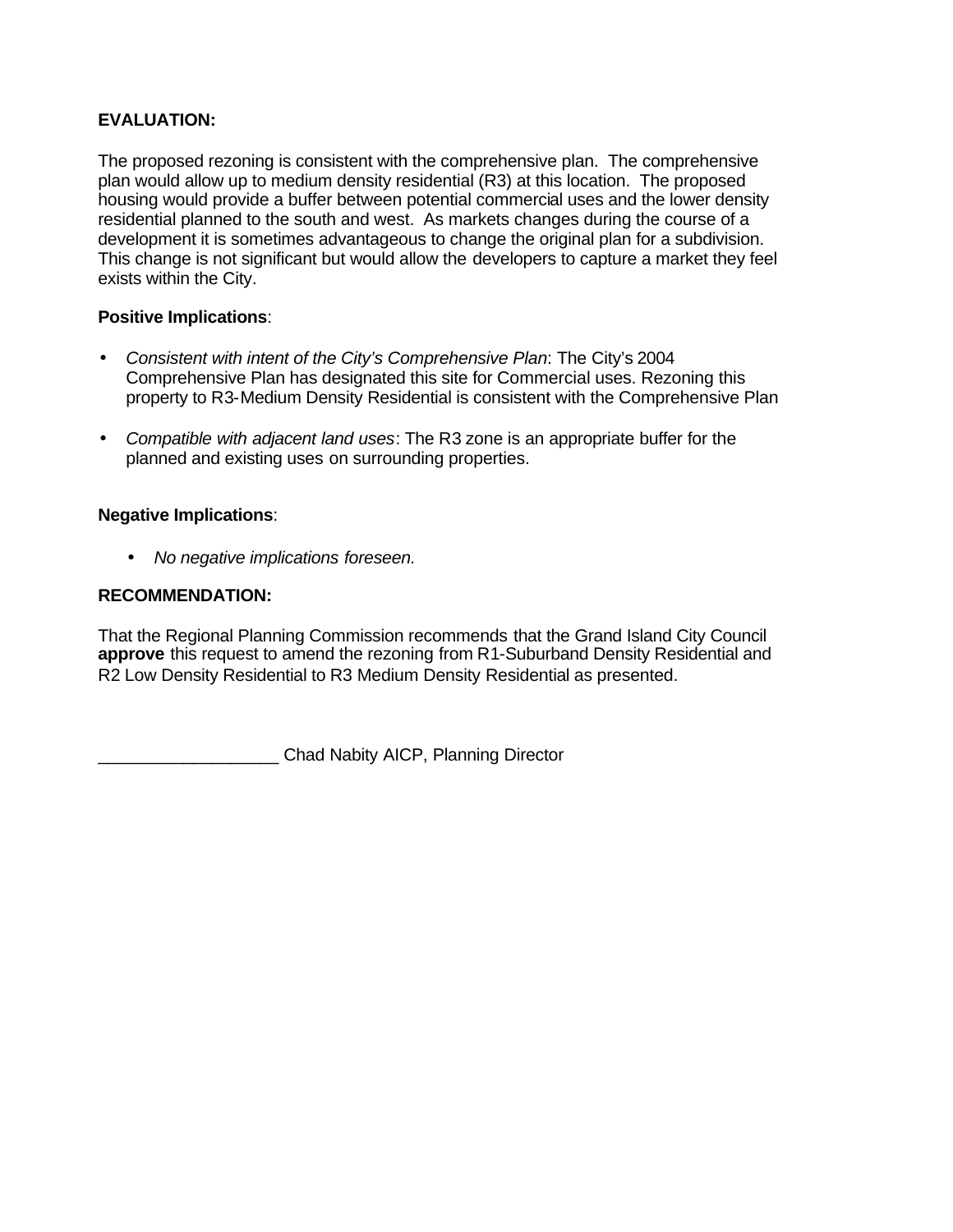**EVALUATION:**

The proposed rezoning is consistent with the comprehensive plan. The comprehensive plan would allow up to medium density residential (R3) at this location. The proposed housing would provide a buffer between potential commercial uses and the lower density residential planned to the south and west. As markets changes during the course of a development it is sometimes advantageous to change the original plan for a subdivision. This change is not significant but would allow the developers to capture a market they feel exists within the City.

**Positive Implications**:

- *Consistent with intent of the City's Comprehensive Plan*: The City's 2004 Comprehensive Plan has designated this site for Commercial uses. Rezoning this property to R3-Medium Density Residential is consistent with the Comprehensive Plan
- *Compatible with adjacent land uses*: The R3 zone is an appropriate buffer for the planned and existing uses on surrounding properties.

**Negative Implications**:

- *No negative implications foreseen.*

**RECOMMENDATION:**

That the Regional Planning Commission recommends that the Grand Island City Council **approve** this request to amend the rezoning from R1-Suburband Density Residential and R2 Low Density Residential to R3 Medium Density Residential as presented.

___________________ Chad Nabity AICP, Planning Director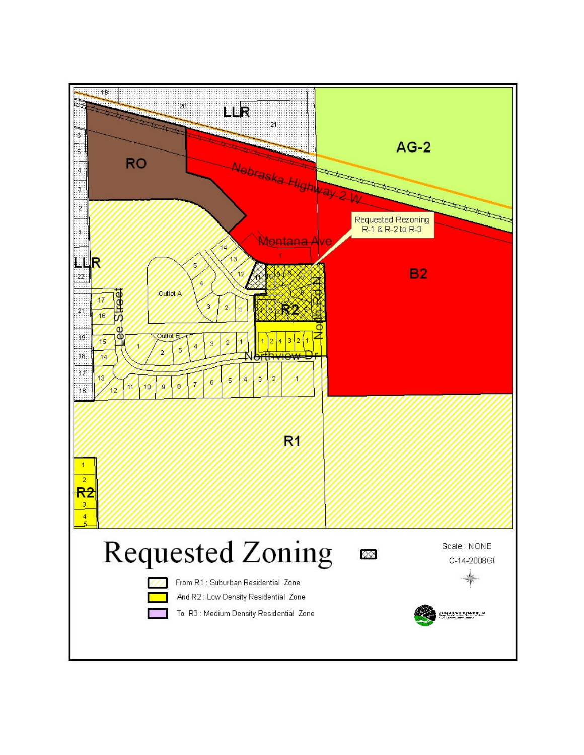LLR

AG-2

RO

Nebraska Highway 2 W

Requested Rezoning
R-1 & R-2 to R-3

Montana Ave

LLR

B2

R2

North Rd N

Lee Street

Outlot A

Outlot B

Northview Dr

R1

R2

# Requested Zoning

From R1 : Suburban Residential Zone

And R2 : Low Density Residential Zone

To R3 : Medium Density Residential Zone

Scale : NONE

C-14-2008GI